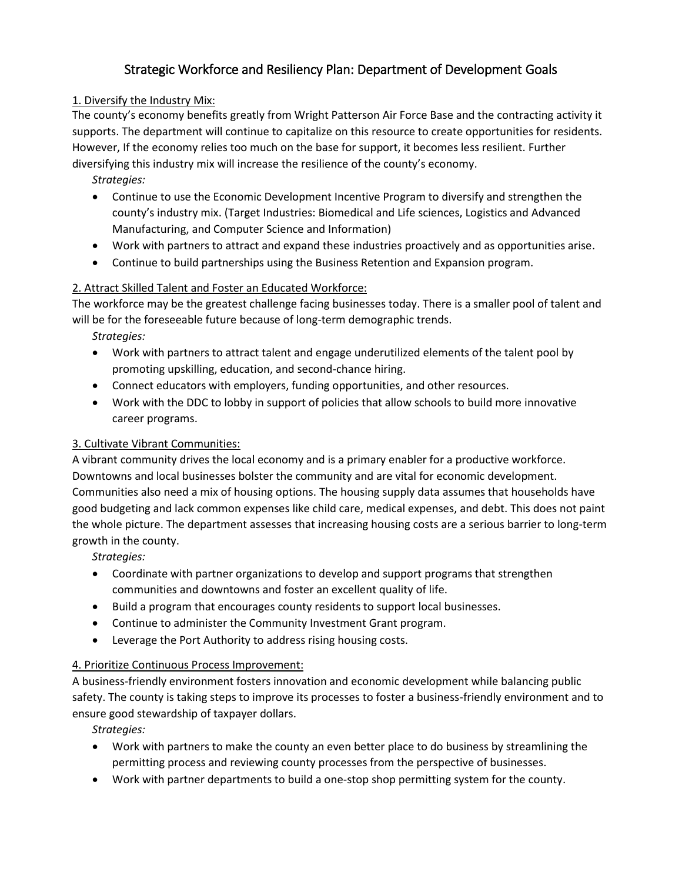# Strategic Workforce and Resiliency Plan: Department of Development Goals

## 1. Diversify the Industry Mix:

The county's economy benefits greatly from Wright Patterson Air Force Base and the contracting activity it supports. The department will continue to capitalize on this resource to create opportunities for residents. However, If the economy relies too much on the base for support, it becomes less resilient. Further diversifying this industry mix will increase the resilience of the county's economy.

*Strategies:*

- Continue to use the Economic Development Incentive Program to diversify and strengthen the county's industry mix. (Target Industries: Biomedical and Life sciences, Logistics and Advanced Manufacturing, and Computer Science and Information)
- Work with partners to attract and expand these industries proactively and as opportunities arise.
- Continue to build partnerships using the Business Retention and Expansion program.

## 2. Attract Skilled Talent and Foster an Educated Workforce:

The workforce may be the greatest challenge facing businesses today. There is a smaller pool of talent and will be for the foreseeable future because of long-term demographic trends.

*Strategies:*

- Work with partners to attract talent and engage underutilized elements of the talent pool by promoting upskilling, education, and second-chance hiring.
- Connect educators with employers, funding opportunities, and other resources.
- Work with the DDC to lobby in support of policies that allow schools to build more innovative career programs.

## 3. Cultivate Vibrant Communities:

A vibrant community drives the local economy and is a primary enabler for a productive workforce. Downtowns and local businesses bolster the community and are vital for economic development. Communities also need a mix of housing options. The housing supply data assumes that households have good budgeting and lack common expenses like child care, medical expenses, and debt. This does not paint the whole picture. The department assesses that increasing housing costs are a serious barrier to long-term growth in the county.

*Strategies:*

- Coordinate with partner organizations to develop and support programs that strengthen communities and downtowns and foster an excellent quality of life.
- Build a program that encourages county residents to support local businesses.
- Continue to administer the Community Investment Grant program.
- Leverage the Port Authority to address rising housing costs.

## 4. Prioritize Continuous Process Improvement:

A business-friendly environment fosters innovation and economic development while balancing public safety. The county is taking steps to improve its processes to foster a business-friendly environment and to ensure good stewardship of taxpayer dollars.

*Strategies:*

- Work with partners to make the county an even better place to do business by streamlining the permitting process and reviewing county processes from the perspective of businesses.
- Work with partner departments to build a one-stop shop permitting system for the county.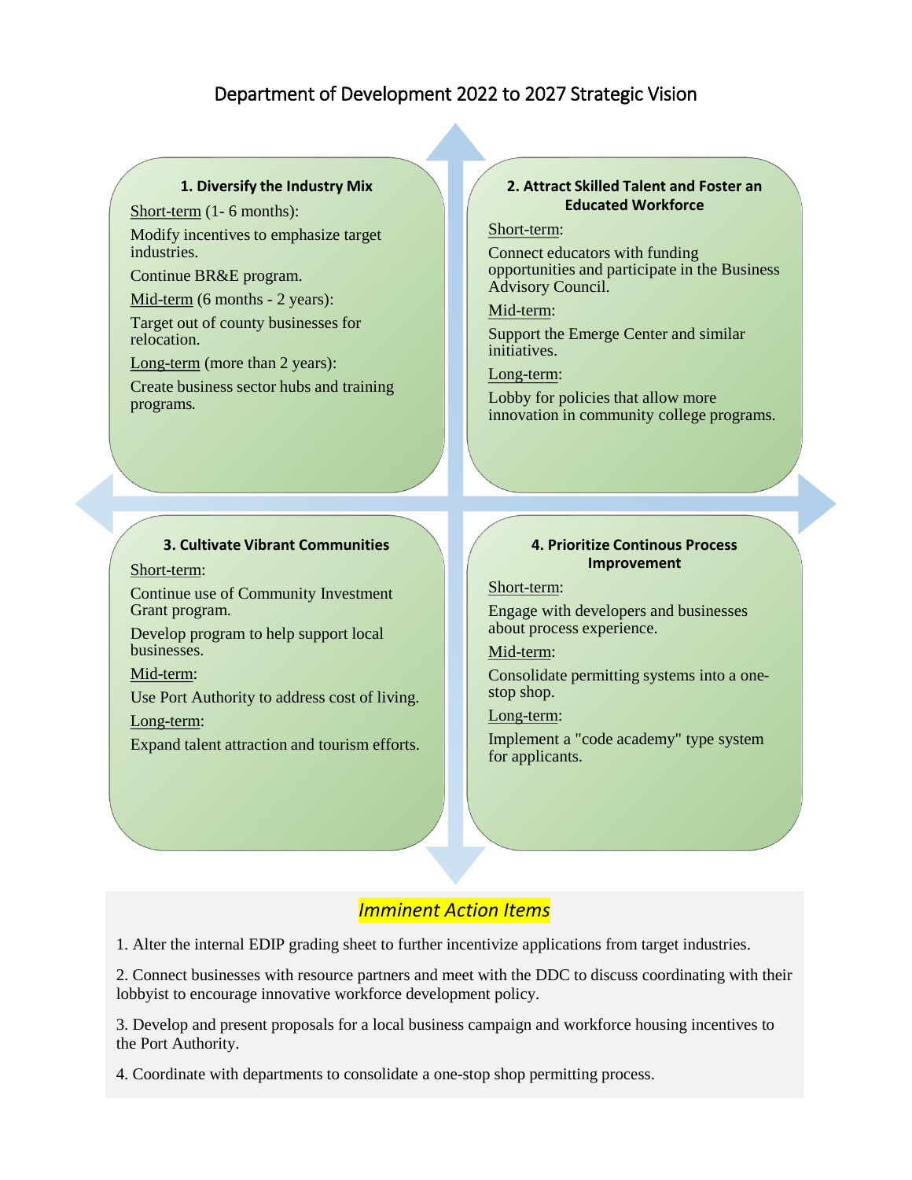# Department of Development 2022 to 2027 Strategic Vision

## 1. Diversify the Industry Mix

Short-term (1- 6 months):

Modify incentives to emphasize target industries.

Continue BR&E program.

Mid-term (6 months - 2 years):

Target out of county businesses for relocation.

Long-term (more than 2 years):

Create business sector hubs and training programs.

## 2. Attract Skilled Talent and Foster an Educated Workforce

Short-term:

Connect educators with funding opportunities and participate in the Business Advisory Council.

Mid-term:

Support the Emerge Center and similar initiatives.

Long-term:

Lobby for policies that allow more innovation in community college programs.

## 3. Cultivate Vibrant Communities

Short-term:

Continue use of Community Investment Grant program.

Develop program to help support local businesses.

Mid-term:

Use Port Authority to address cost of living.

Long-term:

Expand talent attraction and tourism efforts.

## 4. Prioritize Continous Process Improvement

Short-term:

Engage with developers and businesses about process experience.

Mid-term:

Consolidate permitting systems into a one-stop shop.

Long-term:

Implement a "code academy" type system for applicants.

## *Imminent Action Items*

1. Alter the internal EDIP grading sheet to further incentivize applications from target industries.

2. Connect businesses with resource partners and meet with the DDC to discuss coordinating with their lobbyist to encourage innovative workforce development policy.

3. Develop and present proposals for a local business campaign and workforce housing incentives to the Port Authority.

4. Coordinate with departments to consolidate a one-stop shop permitting process.